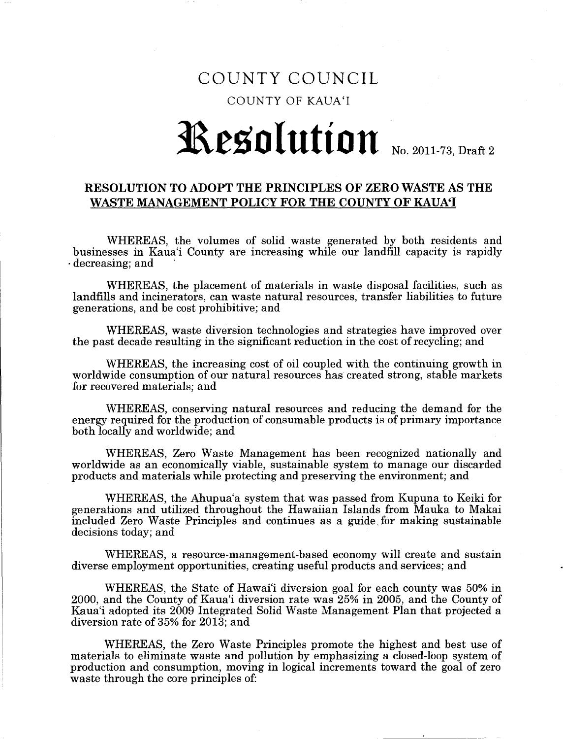# COUNTY COUNCIL

## COUNTY OF KAUA'I

# Resolution No. 2011-73, Draft 2

**RESOLUTION TO ADOPT THE PRINCIPLES OF ZERO WASTE AS THE WASTE MANAGEMENT POLICY FOR THE COUNTY OF KAUA'I**

WHEREAS, the volumes of solid waste generated by both residents and businesses in Kaua'i County are increasing while our landfill capacity is rapidly decreasing; and

WHEREAS, the placement of materials in waste disposal facilities, such as landfills and incinerators, can waste natural resources, transfer liabilities to future generations, and be cost prohibitive; and

WHEREAS, waste diversion technologies and strategies have improved over the past decade resulting in the significant reduction in the cost of recycling; and

WHEREAS, the increasing cost of oil coupled with the continuing growth in worldwide consumption of our natural resources has created strong, stable markets for recovered materials; and

WHEREAS, conserving natural resources and reducing the demand for the energy required for the production of consumable products is of primary importance both locally and worldwide; and

WHEREAS, Zero Waste Management has been recognized nationally and worldwide as an economically viable, sustainable system to manage our discarded products and materials while protecting and preserving the environment; and

WHEREAS, the Ahupua'a system that was passed from Kupuna to Keiki for generations and utilized throughout the Hawaiian Islands from Mauka to Makai included Zero Waste Principles and continues as a guide for making sustainable decisions today; and

WHEREAS, a resource-management-based economy will create and sustain diverse employment opportunities, creating useful products and services; and

WHEREAS, the State of Hawai'i diversion goal for each county was 50% in 2000, and the County of Kaua'i diversion rate was 25% in 2005, and the County of Kaua'i adopted its 2009 Integrated Solid Waste Management Plan that projected a diversion rate of 35% for 2013; and

WHEREAS, the Zero Waste Principles promote the highest and best use of materials to eliminate waste and pollution by emphasizing a closed-loop system of production and consumption, moving in logical increments toward the goal of zero waste through the core principles of: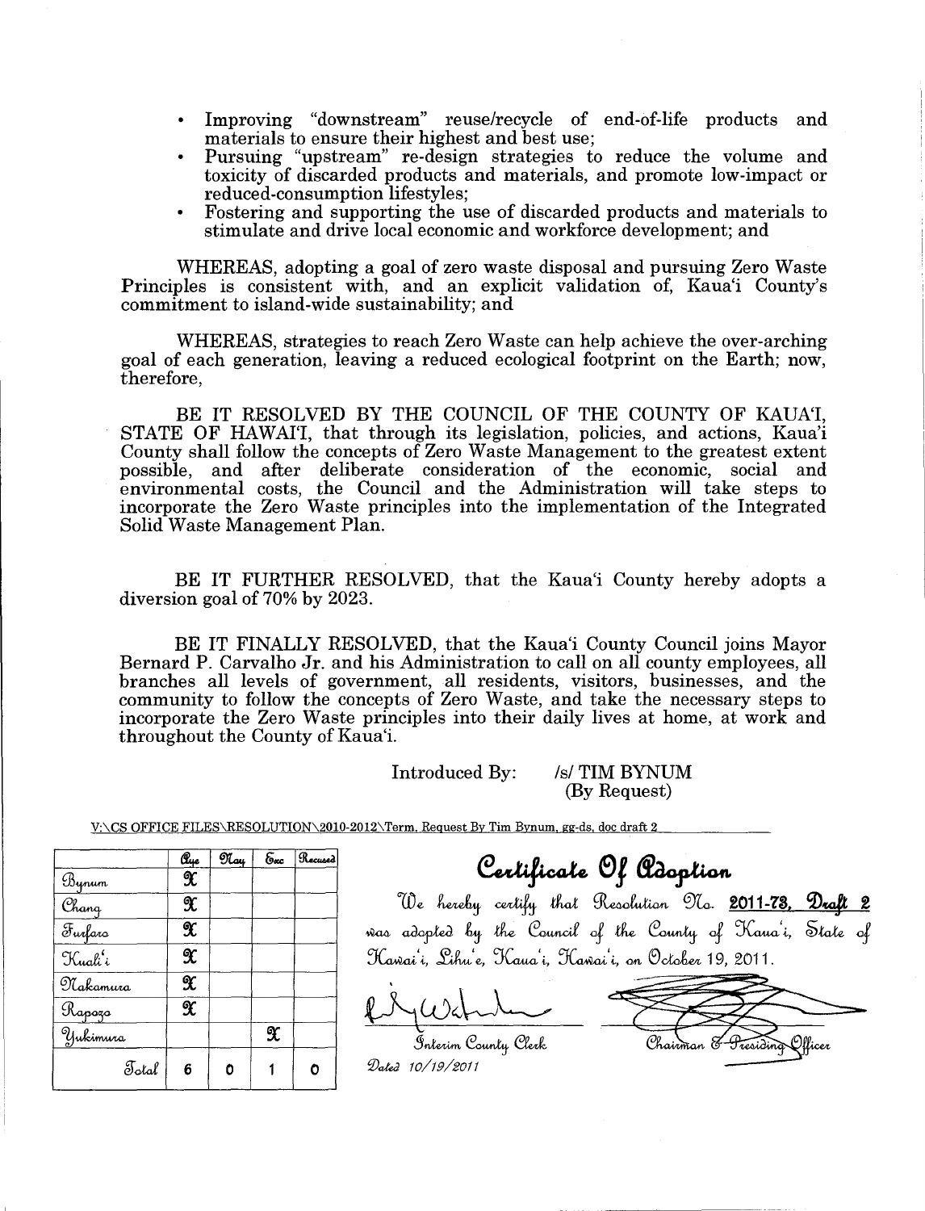- Improving "downstream" reuse/recycle of end-of-life products and materials to ensure their highest and best use;
- Pursuing "upstream" re-design strategies to reduce the volume and toxicity of discarded products and materials, and promote low-impact or reduced-consumption lifestyles;
- Fostering and supporting the use of discarded products and materials to stimulate and drive local economic and workforce development; and

WHEREAS, adopting a goal of zero waste disposal and pursuing Zero Waste Principles is consistent with, and an explicit validation of, Kaua'i County's commitment to island-wide sustainability; and

WHEREAS, strategies to reach Zero Waste can help achieve the over-arching goal of each generation, leaving a reduced ecological footprint on the Earth; now, therefore,

BE IT RESOLVED BY THE COUNCIL OF THE COUNTY OF KAUA'I, STATE OF HAWAI'I, that through its legislation, policies, and actions, Kaua'i County shall follow the concepts of Zero Waste Management to the greatest extent possible, and after deliberate consideration of the economic, social and environmental costs, the Council and the Administration will take steps to incorporate the Zero Waste principles into the implementation of the Integrated Solid Waste Management Plan.

BE IT FURTHER RESOLVED, that the Kaua'i County hereby adopts a diversion goal of 70% by 2023.

BE IT FINALLY RESOLVED, that the Kaua'i County Council joins Mayor Bernard P. Carvalho Jr. and his Administration to call on all county employees, all branches all levels of government, all residents, visitors, businesses, and the community to follow the concepts of Zero Waste, and take the necessary steps to incorporate the Zero Waste principles into their daily lives at home, at work and throughout the County of Kaua'i.

Introduced By: /s/ TIM BYNUM
(By Request)

V:\CS OFFICE FILES\RESOLUTION\2010-2012\Term. Request By Tim Bynum, gg-ds. doc draft 2

| | Aye | Nay | Exc | Recused |
|---|---|---|---|---|
| Bynum | X | | | |
| Chang | X | | | |
| Furfaro | X | | | |
| Kuali'i | X | | | |
| Nakamura | X | | | |
| Rapozo | X | | | |
| Yukimura | | | X | |
| Total | 6 | 0 | 1 | 0 |

**Certificate Of Adoption**

We hereby certify that Resolution No. **2011-73, Draft 2** was adopted by the Council of the County of Kaua'i, State of Hawai'i, Līhu'e, Kaua'i, Hawai'i, on October 19, 2011.

Interim County Clerk

Dated 10/19/2011

Chairman & Presiding Officer